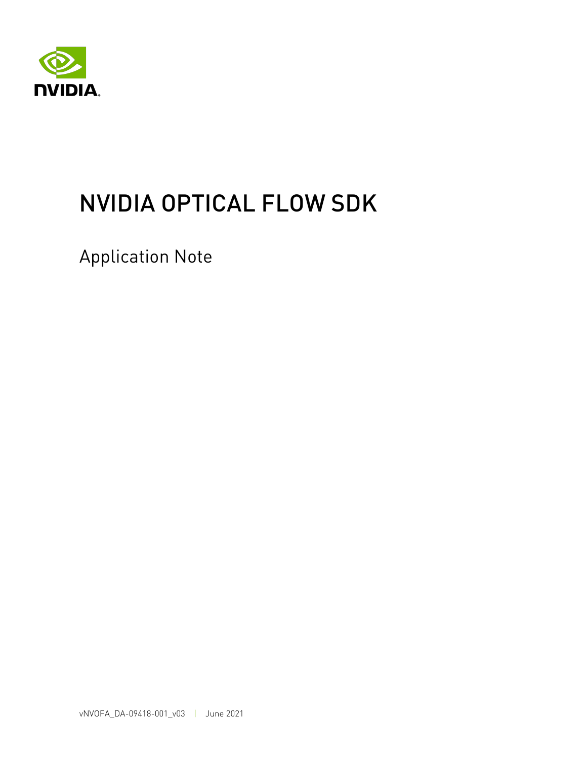# NVIDIA OPTICAL FLOW SDK

Application Note

vNVOFA_DA-09418-001_v03 | June 2021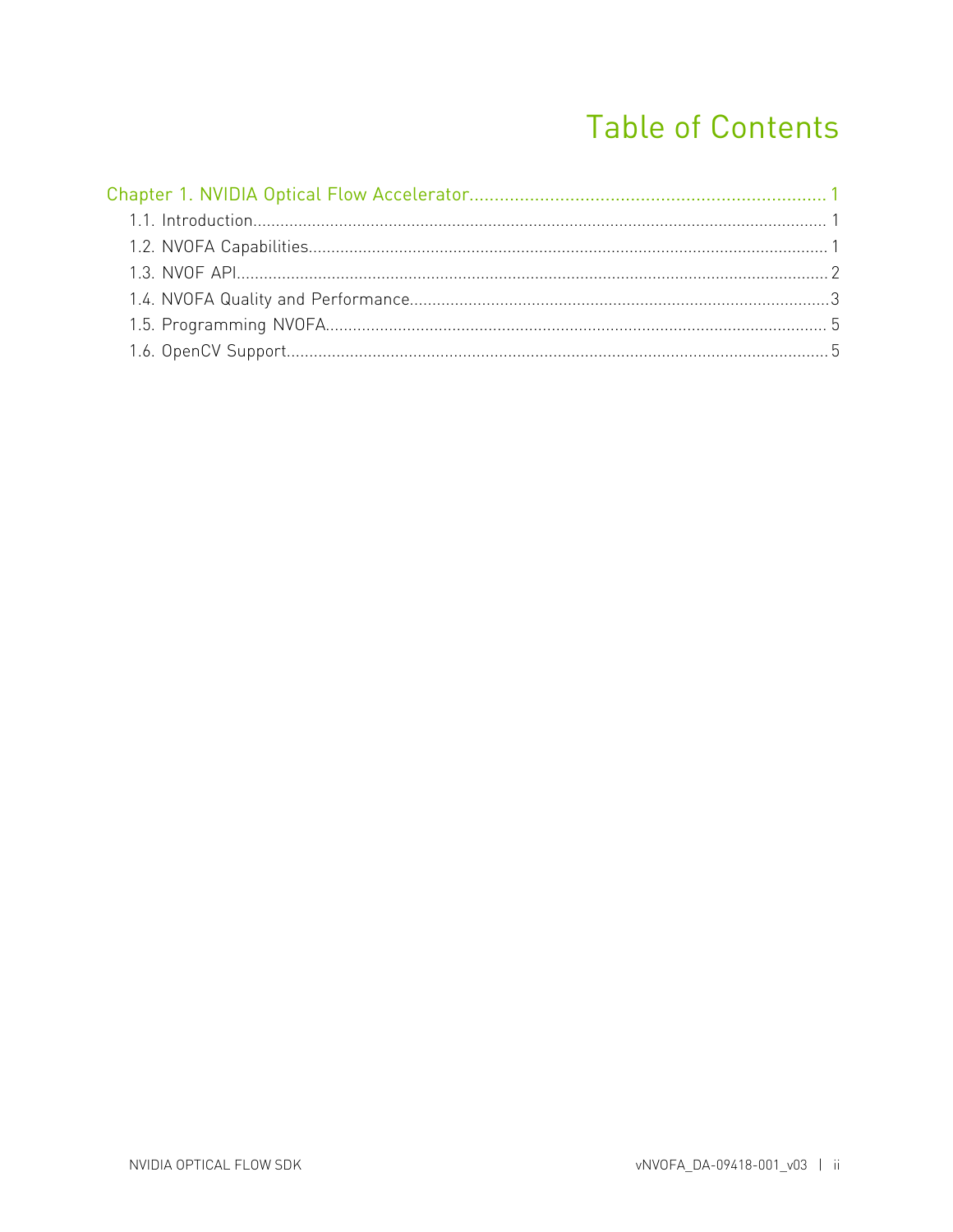# Table of Contents

Chapter 1. NVIDIA Optical Flow Accelerator....................................................................... 1

- 1.1. Introduction............................................................................................................ 1
- 1.2. NVOFA Capabilities................................................................................................. 1
- 1.3. NVOF API.................................................................................................................. 2
- 1.4. NVOFA Quality and Performance............................................................................3
- 1.5. Programming NVOFA............................................................................................. 5
- 1.6. OpenCV Support...................................................................................................... 5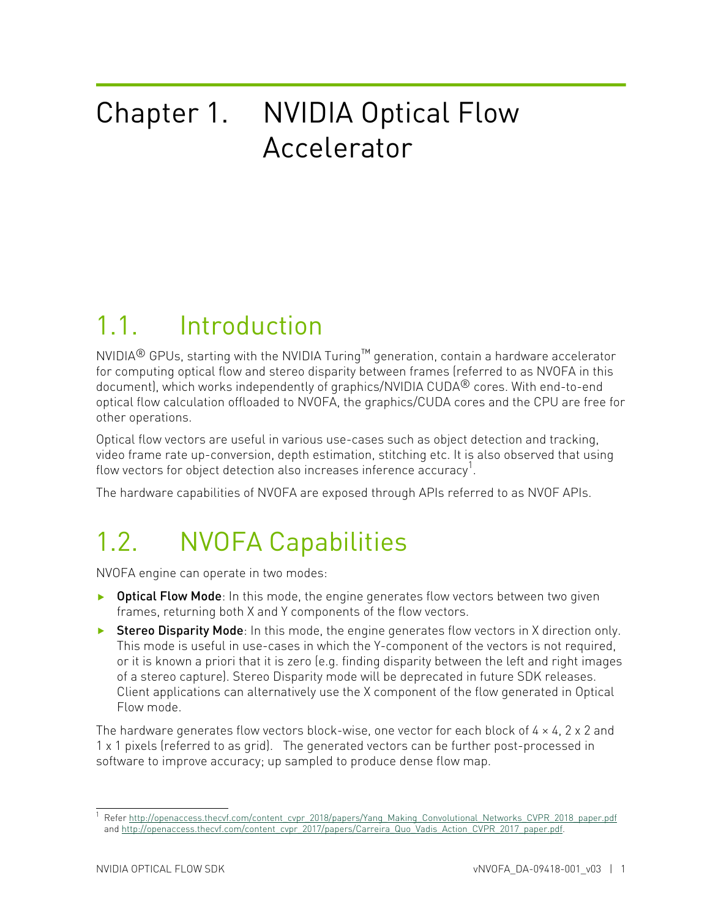# Chapter 1. NVIDIA Optical Flow Accelerator

## 1.1. Introduction

NVIDIA® GPUs, starting with the NVIDIA Turing™ generation, contain a hardware accelerator for computing optical flow and stereo disparity between frames (referred to as NVOFA in this document), which works independently of graphics/NVIDIA CUDA® cores. With end-to-end optical flow calculation offloaded to NVOFA, the graphics/CUDA cores and the CPU are free for other operations.

Optical flow vectors are useful in various use-cases such as object detection and tracking, video frame rate up-conversion, depth estimation, stitching etc. It is also observed that using flow vectors for object detection also increases inference accuracy[1].

The hardware capabilities of NVOFA are exposed through APIs referred to as NVOF APIs.

## 1.2. NVOFA Capabilities

NVOFA engine can operate in two modes:

- **Optical Flow Mode**: In this mode, the engine generates flow vectors between two given frames, returning both X and Y components of the flow vectors.
- **Stereo Disparity Mode**: In this mode, the engine generates flow vectors in X direction only. This mode is useful in use-cases in which the Y-component of the vectors is not required, or it is known a priori that it is zero (e.g. finding disparity between the left and right images of a stereo capture). Stereo Disparity mode will be deprecated in future SDK releases. Client applications can alternatively use the X component of the flow generated in Optical Flow mode.

The hardware generates flow vectors block-wise, one vector for each block of 4 × 4, 2 x 2 and 1 x 1 pixels (referred to as grid). The generated vectors can be further post-processed in software to improve accuracy; up sampled to produce dense flow map.

[1] Refer http://openaccess.thecvf.com/content_cvpr_2018/papers/Yang_Making_Convolutional_Networks_CVPR_2018_paper.pdf and http://openaccess.thecvf.com/content_cvpr_2017/papers/Carreira_Quo_Vadis_Action_CVPR_2017_paper.pdf.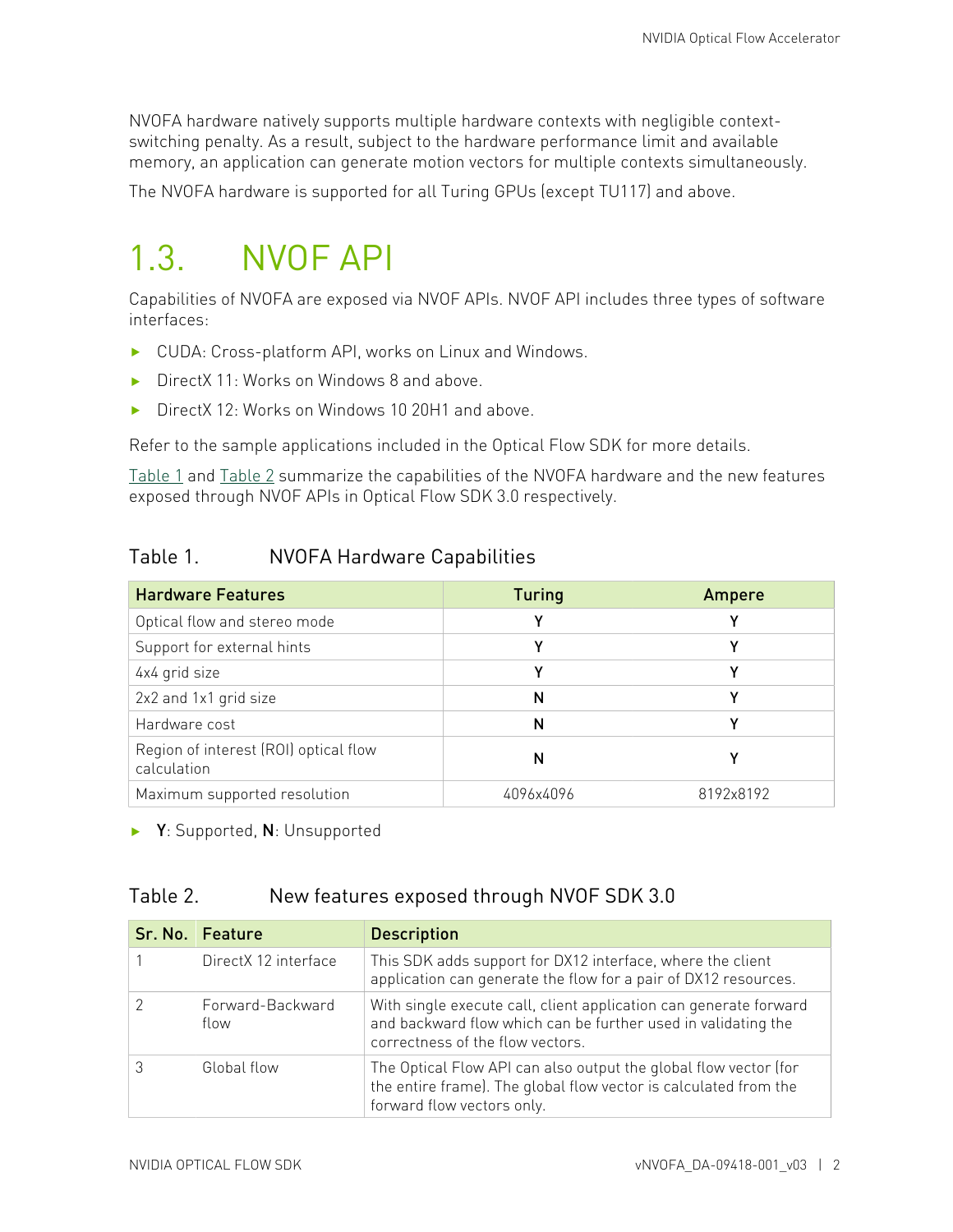NVOFA hardware natively supports multiple hardware contexts with negligible context-switching penalty. As a result, subject to the hardware performance limit and available memory, an application can generate motion vectors for multiple contexts simultaneously.

The NVOFA hardware is supported for all Turing GPUs (except TU117) and above.

# 1.3. NVOF API

Capabilities of NVOFA are exposed via NVOF APIs. NVOF API includes three types of software interfaces:

- CUDA: Cross-platform API, works on Linux and Windows.
- DirectX 11: Works on Windows 8 and above.
- DirectX 12: Works on Windows 10 20H1 and above.

Refer to the sample applications included in the Optical Flow SDK for more details.

Table 1 and Table 2 summarize the capabilities of the NVOFA hardware and the new features exposed through NVOF APIs in Optical Flow SDK 3.0 respectively.

Table 1. NVOFA Hardware Capabilities

| Hardware Features | Turing | Ampere |
|---|---|---|
| Optical flow and stereo mode | Y | Y |
| Support for external hints | Y | Y |
| 4x4 grid size | Y | Y |
| 2x2 and 1x1 grid size | N | Y |
| Hardware cost | N | Y |
| Region of interest (ROI) optical flow calculation | N | Y |
| Maximum supported resolution | 4096x4096 | 8192x8192 |

- **Y**: Supported, **N**: Unsupported

Table 2. New features exposed through NVOF SDK 3.0

| Sr. No. | Feature | Description |
|---|---|---|
| 1 | DirectX 12 interface | This SDK adds support for DX12 interface, where the client application can generate the flow for a pair of DX12 resources. |
| 2 | Forward-Backward flow | With single execute call, client application can generate forward and backward flow which can be further used in validating the correctness of the flow vectors. |
| 3 | Global flow | The Optical Flow API can also output the global flow vector (for the entire frame). The global flow vector is calculated from the forward flow vectors only. |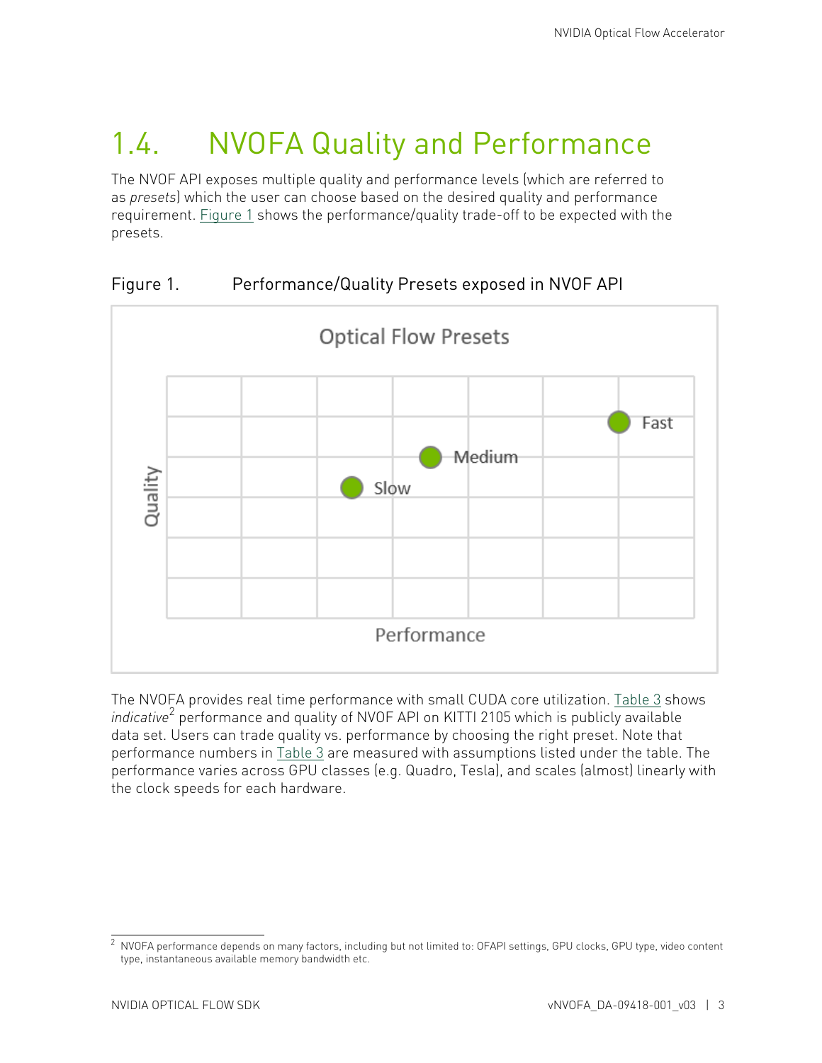# 1.4. NVOFA Quality and Performance

The NVOF API exposes multiple quality and performance levels (which are referred to as *presets*) which the user can choose based on the desired quality and performance requirement. Figure 1 shows the performance/quality trade-off to be expected with the presets.

Figure 1. Performance/Quality Presets exposed in NVOF API

Optical Flow Presets

Quality

Performance

Slow

Medium

Fast

The NVOFA provides real time performance with small CUDA core utilization. Table 3 shows *indicative*[2] performance and quality of NVOF API on KITTI 2105 which is publicly available data set. Users can trade quality vs. performance by choosing the right preset. Note that performance numbers in Table 3 are measured with assumptions listed under the table. The performance varies across GPU classes (e.g. Quadro, Tesla), and scales (almost) linearly with the clock speeds for each hardware.

[2] NVOFA performance depends on many factors, including but not limited to: OFAPI settings, GPU clocks, GPU type, video content type, instantaneous available memory bandwidth etc.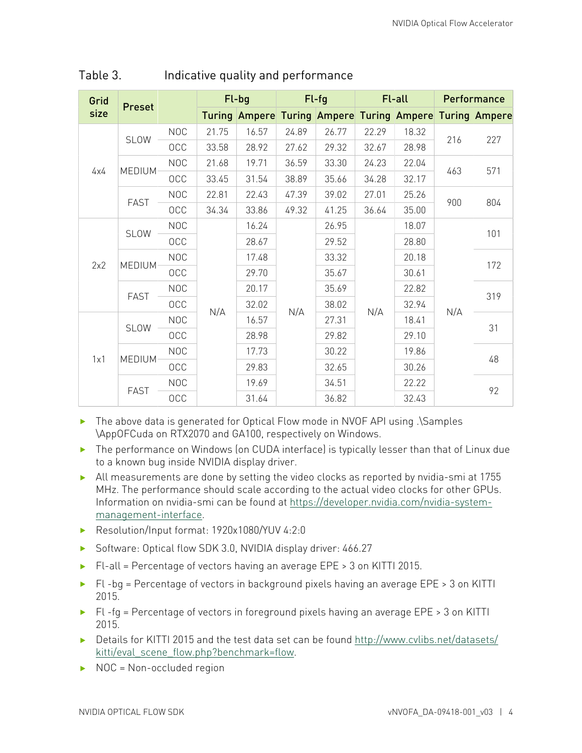Table 3. Indicative quality and performance

| Grid size | Preset | | Fl-bg | | Fl-fg | | Fl-all | | Performance | |
|---|---|---|---|---|---|---|---|---|---|---|
| | | | Turing | Ampere | Turing | Ampere | Turing | Ampere | Turing | Ampere |
| 4x4 | SLOW | NOC | 21.75 | 16.57 | 24.89 | 26.77 | 22.29 | 18.32 | 216 | 227 |
| | | OCC | 33.58 | 28.92 | 27.62 | 29.32 | 32.67 | 28.98 | | |
| | MEDIUM | NOC | 21.68 | 19.71 | 36.59 | 33.30 | 24.23 | 22.04 | 463 | 571 |
| | | OCC | 33.45 | 31.54 | 38.89 | 35.66 | 34.28 | 32.17 | | |
| | FAST | NOC | 22.81 | 22.43 | 47.39 | 39.02 | 27.01 | 25.26 | 900 | 804 |
| | | OCC | 34.34 | 33.86 | 49.32 | 41.25 | 36.64 | 35.00 | | |
| 2x2 | SLOW | NOC | N/A | 16.24 | N/A | 26.95 | N/A | 18.07 | N/A | 101 |
| | | OCC | | 28.67 | | 29.52 | | 28.80 | | |
| | MEDIUM | NOC | | 17.48 | | 33.32 | | 20.18 | | 172 |
| | | OCC | | 29.70 | | 35.67 | | 30.61 | | |
| | FAST | NOC | | 20.17 | | 35.69 | | 22.82 | | 319 |
| | | OCC | | 32.02 | | 38.02 | | 32.94 | | |
| 1x1 | SLOW | NOC | | 16.57 | | 27.31 | | 18.41 | | 31 |
| | | OCC | | 28.98 | | 29.82 | | 29.10 | | |
| | MEDIUM | NOC | | 17.73 | | 30.22 | | 19.86 | | 48 |
| | | OCC | | 29.83 | | 32.65 | | 30.26 | | |
| | FAST | NOC | | 19.69 | | 34.51 | | 22.22 | | 92 |
| | | OCC | | 31.64 | | 36.82 | | 32.43 | | |

- The above data is generated for Optical Flow mode in NVOF API using .\Samples \AppOFCuda on RTX2070 and GA100, respectively on Windows.
- The performance on Windows (on CUDA interface) is typically lesser than that of Linux due to a known bug inside NVIDIA display driver.
- All measurements are done by setting the video clocks as reported by nvidia-smi at 1755 MHz. The performance should scale according to the actual video clocks for other GPUs. Information on nvidia-smi can be found at https://developer.nvidia.com/nvidia-system-management-interface.
- Resolution/Input format: 1920x1080/YUV 4:2:0
- Software: Optical flow SDK 3.0, NVIDIA display driver: 466.27
- Fl-all = Percentage of vectors having an average EPE > 3 on KITTI 2015.
- Fl -bg = Percentage of vectors in background pixels having an average EPE > 3 on KITTI 2015.
- Fl -fg = Percentage of vectors in foreground pixels having an average EPE > 3 on KITTI 2015.
- Details for KITTI 2015 and the test data set can be found http://www.cvlibs.net/datasets/kitti/eval_scene_flow.php?benchmark=flow.
- NOC = Non-occluded region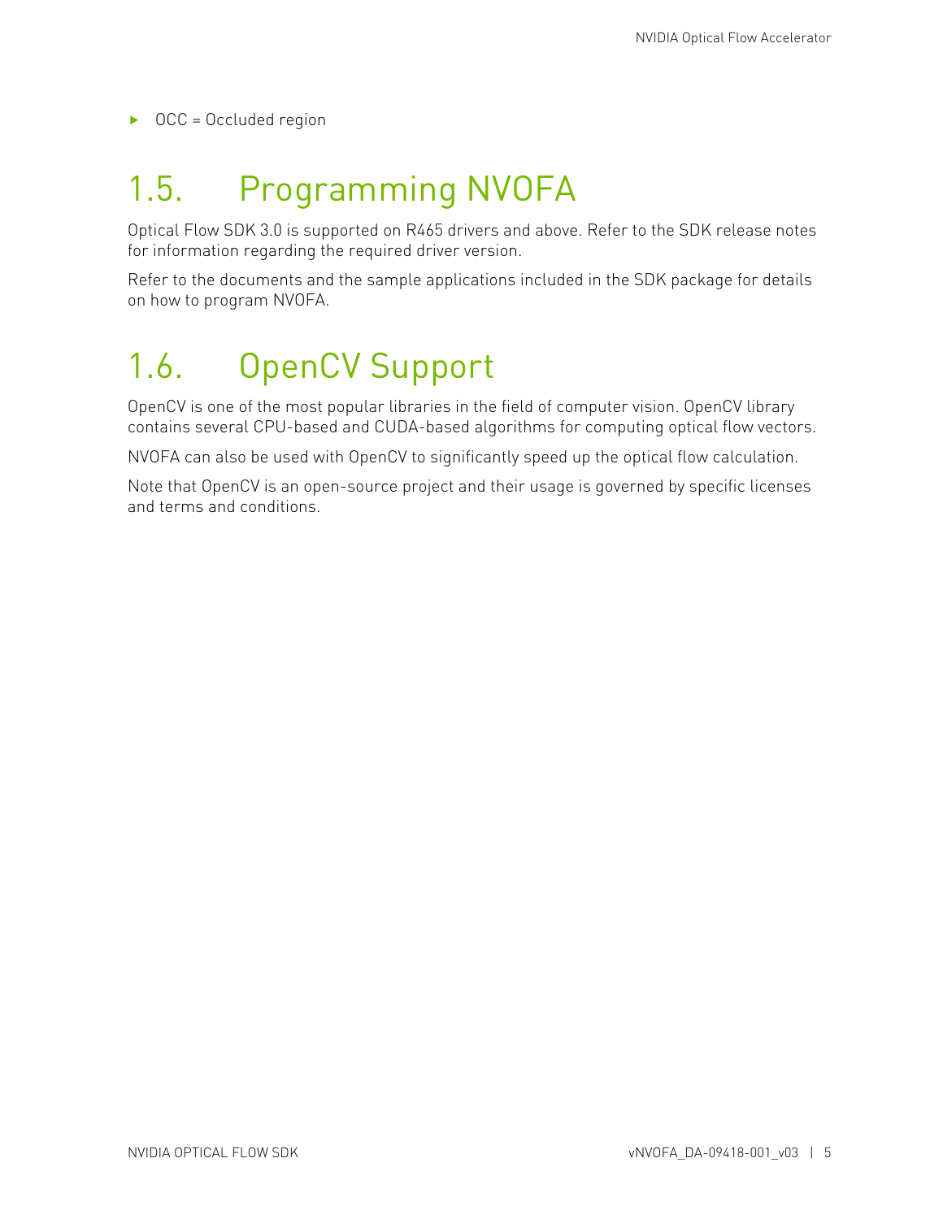- OCC = Occluded region

## 1.5. Programming NVOFA

Optical Flow SDK 3.0 is supported on R465 drivers and above. Refer to the SDK release notes for information regarding the required driver version.

Refer to the documents and the sample applications included in the SDK package for details on how to program NVOFA.

## 1.6. OpenCV Support

OpenCV is one of the most popular libraries in the field of computer vision. OpenCV library contains several CPU-based and CUDA-based algorithms for computing optical flow vectors.

NVOFA can also be used with OpenCV to significantly speed up the optical flow calculation.

Note that OpenCV is an open-source project and their usage is governed by specific licenses and terms and conditions.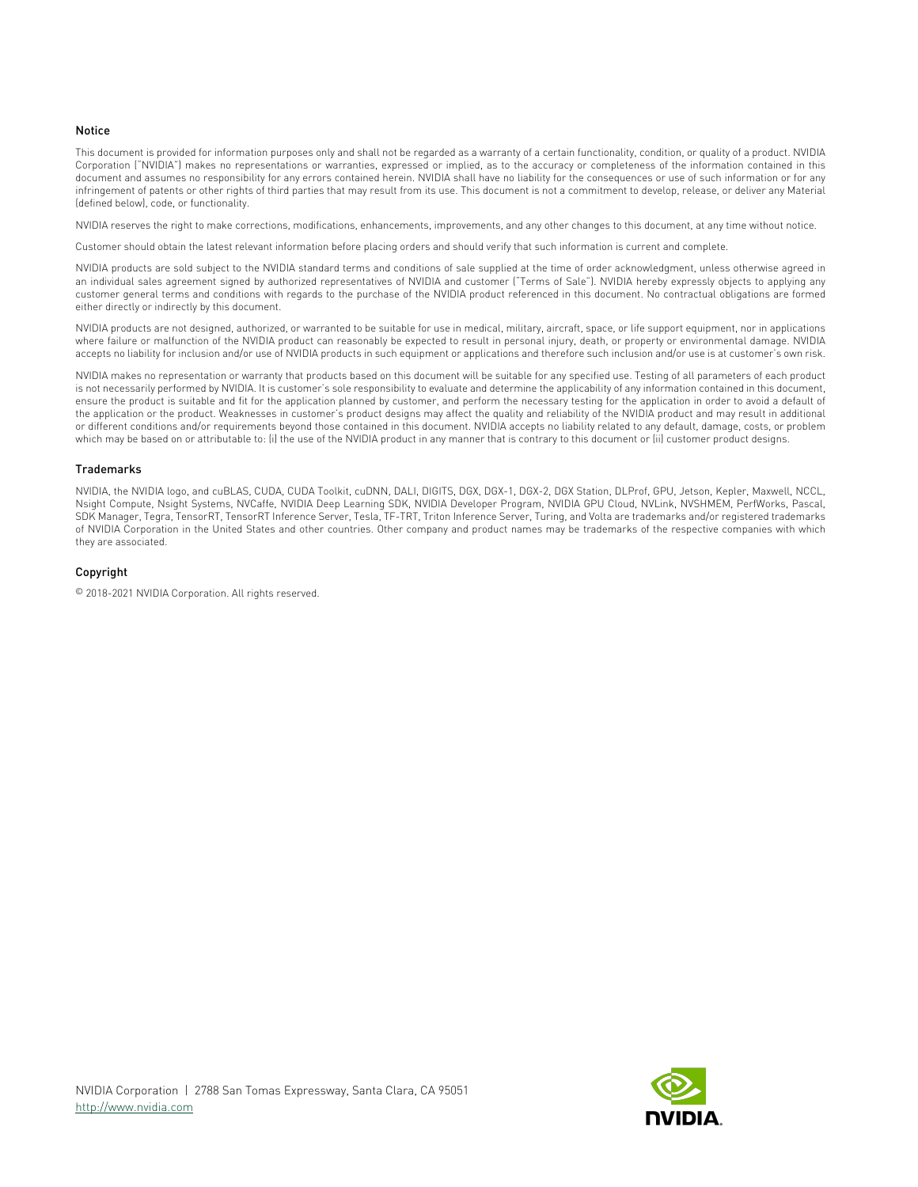## Notice

This document is provided for information purposes only and shall not be regarded as a warranty of a certain functionality, condition, or quality of a product. NVIDIA Corporation ("NVIDIA") makes no representations or warranties, expressed or implied, as to the accuracy or completeness of the information contained in this document and assumes no responsibility for any errors contained herein. NVIDIA shall have no liability for the consequences or use of such information or for any infringement of patents or other rights of third parties that may result from its use. This document is not a commitment to develop, release, or deliver any Material (defined below), code, or functionality.

NVIDIA reserves the right to make corrections, modifications, enhancements, improvements, and any other changes to this document, at any time without notice.

Customer should obtain the latest relevant information before placing orders and should verify that such information is current and complete.

NVIDIA products are sold subject to the NVIDIA standard terms and conditions of sale supplied at the time of order acknowledgment, unless otherwise agreed in an individual sales agreement signed by authorized representatives of NVIDIA and customer ("Terms of Sale"). NVIDIA hereby expressly objects to applying any customer general terms and conditions with regards to the purchase of the NVIDIA product referenced in this document. No contractual obligations are formed either directly or indirectly by this document.

NVIDIA products are not designed, authorized, or warranted to be suitable for use in medical, military, aircraft, space, or life support equipment, nor in applications where failure or malfunction of the NVIDIA product can reasonably be expected to result in personal injury, death, or property or environmental damage. NVIDIA accepts no liability for inclusion and/or use of NVIDIA products in such equipment or applications and therefore such inclusion and/or use is at customer's own risk.

NVIDIA makes no representation or warranty that products based on this document will be suitable for any specified use. Testing of all parameters of each product is not necessarily performed by NVIDIA. It is customer's sole responsibility to evaluate and determine the applicability of any information contained in this document, ensure the product is suitable and fit for the application planned by customer, and perform the necessary testing for the application in order to avoid a default of the application or the product. Weaknesses in customer's product designs may affect the quality and reliability of the NVIDIA product and may result in additional or different conditions and/or requirements beyond those contained in this document. NVIDIA accepts no liability related to any default, damage, costs, or problem which may be based on or attributable to: (i) the use of the NVIDIA product in any manner that is contrary to this document or (ii) customer product designs.

## Trademarks

NVIDIA, the NVIDIA logo, and cuBLAS, CUDA, CUDA Toolkit, cuDNN, DALI, DIGITS, DGX, DGX-1, DGX-2, DGX Station, DLProf, GPU, Jetson, Kepler, Maxwell, NCCL, Nsight Compute, Nsight Systems, NVCaffe, NVIDIA Deep Learning SDK, NVIDIA Developer Program, NVIDIA GPU Cloud, NVLink, NVSHMEM, PerfWorks, Pascal, SDK Manager, Tegra, TensorRT, TensorRT Inference Server, Tesla, TF-TRT, Triton Inference Server, Turing, and Volta are trademarks and/or registered trademarks of NVIDIA Corporation in the United States and other countries. Other company and product names may be trademarks of the respective companies with which they are associated.

## Copyright

© 2018-2021 NVIDIA Corporation. All rights reserved.

NVIDIA Corporation | 2788 San Tomas Expressway, Santa Clara, CA 95051
http://www.nvidia.com